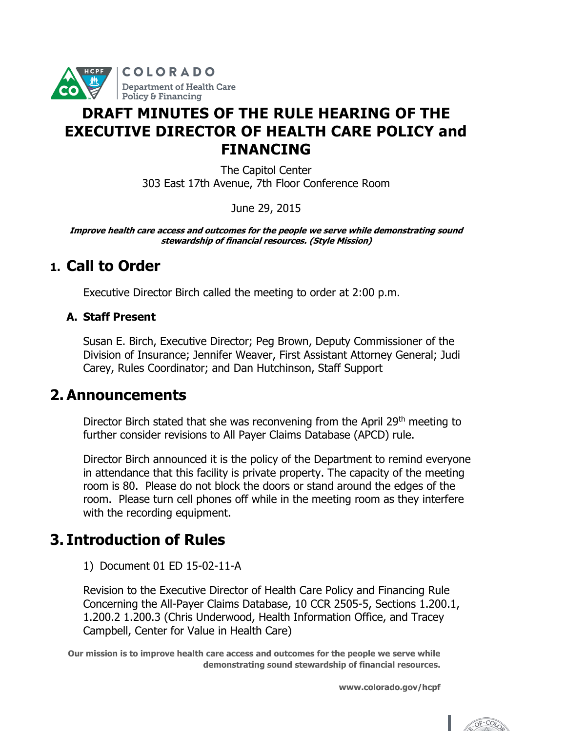COLORADO
Department of Health Care Policy & Financing

# DRAFT MINUTES OF THE RULE HEARING OF THE EXECUTIVE DIRECTOR OF HEALTH CARE POLICY and FINANCING

The Capitol Center
303 East 17th Avenue, 7th Floor Conference Room

June 29, 2015

***Improve health care access and outcomes for the people we serve while demonstrating sound stewardship of financial resources. (Style Mission)***

## 1. Call to Order

Executive Director Birch called the meeting to order at 2:00 p.m.

### A. Staff Present

Susan E. Birch, Executive Director; Peg Brown, Deputy Commissioner of the Division of Insurance; Jennifer Weaver, First Assistant Attorney General; Judi Carey, Rules Coordinator; and Dan Hutchinson, Staff Support

## 2. Announcements

Director Birch stated that she was reconvening from the April 29th meeting to further consider revisions to All Payer Claims Database (APCD) rule.

Director Birch announced it is the policy of the Department to remind everyone in attendance that this facility is private property. The capacity of the meeting room is 80. Please do not block the doors or stand around the edges of the room. Please turn cell phones off while in the meeting room as they interfere with the recording equipment.

## 3. Introduction of Rules

1) Document 01 ED 15-02-11-A

Revision to the Executive Director of Health Care Policy and Financing Rule Concerning the All-Payer Claims Database, 10 CCR 2505-5, Sections 1.200.1, 1.200.2 1.200.3 (Chris Underwood, Health Information Office, and Tracey Campbell, Center for Value in Health Care)

**Our mission is to improve health care access and outcomes for the people we serve while demonstrating sound stewardship of financial resources.**

**www.colorado.gov/hcpf**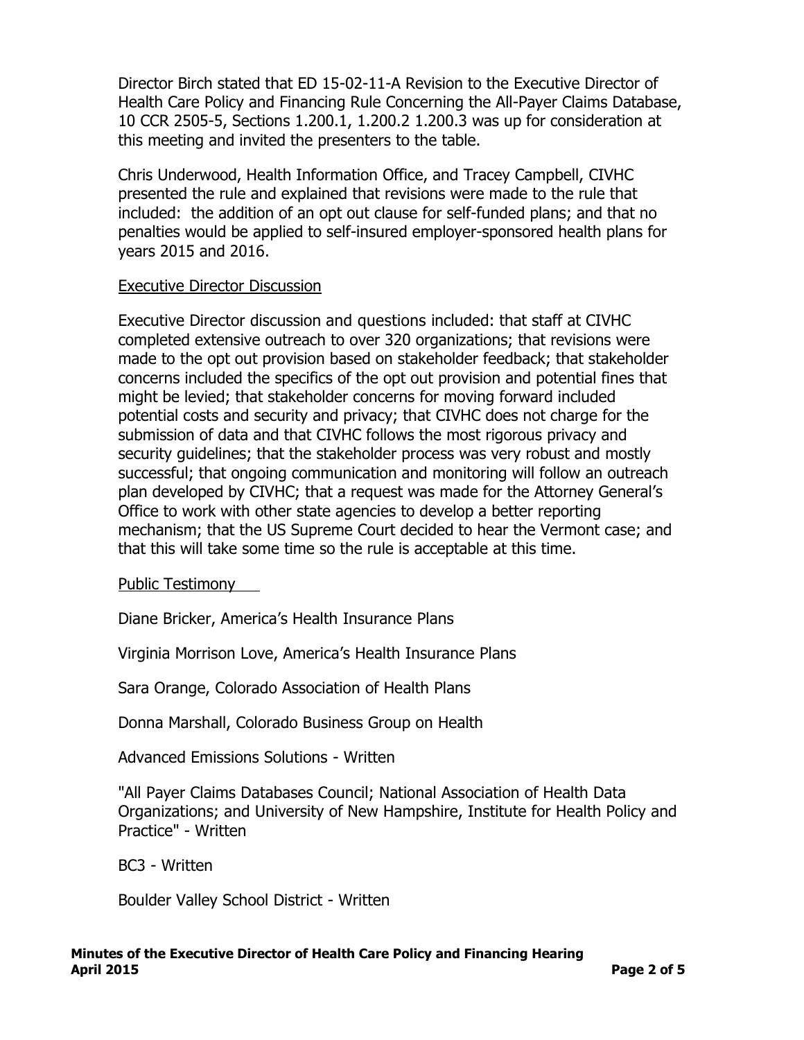Director Birch stated that ED 15-02-11-A Revision to the Executive Director of Health Care Policy and Financing Rule Concerning the All-Payer Claims Database, 10 CCR 2505-5, Sections 1.200.1, 1.200.2 1.200.3 was up for consideration at this meeting and invited the presenters to the table.

Chris Underwood, Health Information Office, and Tracey Campbell, CIVHC presented the rule and explained that revisions were made to the rule that included: the addition of an opt out clause for self-funded plans; and that no penalties would be applied to self-insured employer-sponsored health plans for years 2015 and 2016.

Executive Director Discussion

Executive Director discussion and questions included: that staff at CIVHC completed extensive outreach to over 320 organizations; that revisions were made to the opt out provision based on stakeholder feedback; that stakeholder concerns included the specifics of the opt out provision and potential fines that might be levied; that stakeholder concerns for moving forward included potential costs and security and privacy; that CIVHC does not charge for the submission of data and that CIVHC follows the most rigorous privacy and security guidelines; that the stakeholder process was very robust and mostly successful; that ongoing communication and monitoring will follow an outreach plan developed by CIVHC; that a request was made for the Attorney General's Office to work with other state agencies to develop a better reporting mechanism; that the US Supreme Court decided to hear the Vermont case; and that this will take some time so the rule is acceptable at this time.

Public Testimony

Diane Bricker, America's Health Insurance Plans

Virginia Morrison Love, America's Health Insurance Plans

Sara Orange, Colorado Association of Health Plans

Donna Marshall, Colorado Business Group on Health

Advanced Emissions Solutions - Written

"All Payer Claims Databases Council; National Association of Health Data Organizations; and University of New Hampshire, Institute for Health Policy and Practice" - Written

BC3 - Written

Boulder Valley School District - Written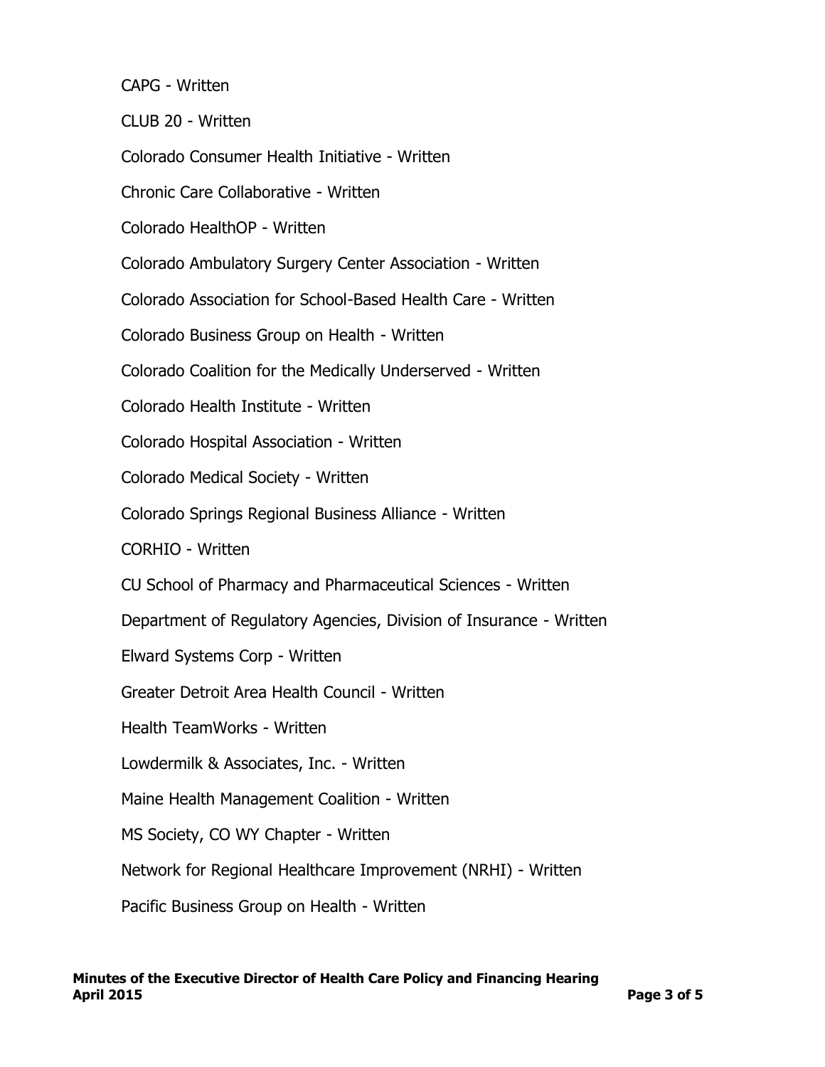CAPG - Written

CLUB 20 - Written

Colorado Consumer Health Initiative - Written

Chronic Care Collaborative - Written

Colorado HealthOP - Written

Colorado Ambulatory Surgery Center Association - Written

Colorado Association for School-Based Health Care - Written

Colorado Business Group on Health - Written

Colorado Coalition for the Medically Underserved - Written

Colorado Health Institute - Written

Colorado Hospital Association - Written

Colorado Medical Society - Written

Colorado Springs Regional Business Alliance - Written

CORHIO - Written

CU School of Pharmacy and Pharmaceutical Sciences - Written

Department of Regulatory Agencies, Division of Insurance - Written

Elward Systems Corp - Written

Greater Detroit Area Health Council - Written

Health TeamWorks - Written

Lowdermilk & Associates, Inc. - Written

Maine Health Management Coalition - Written

MS Society, CO WY Chapter - Written

Network for Regional Healthcare Improvement (NRHI) - Written

Pacific Business Group on Health - Written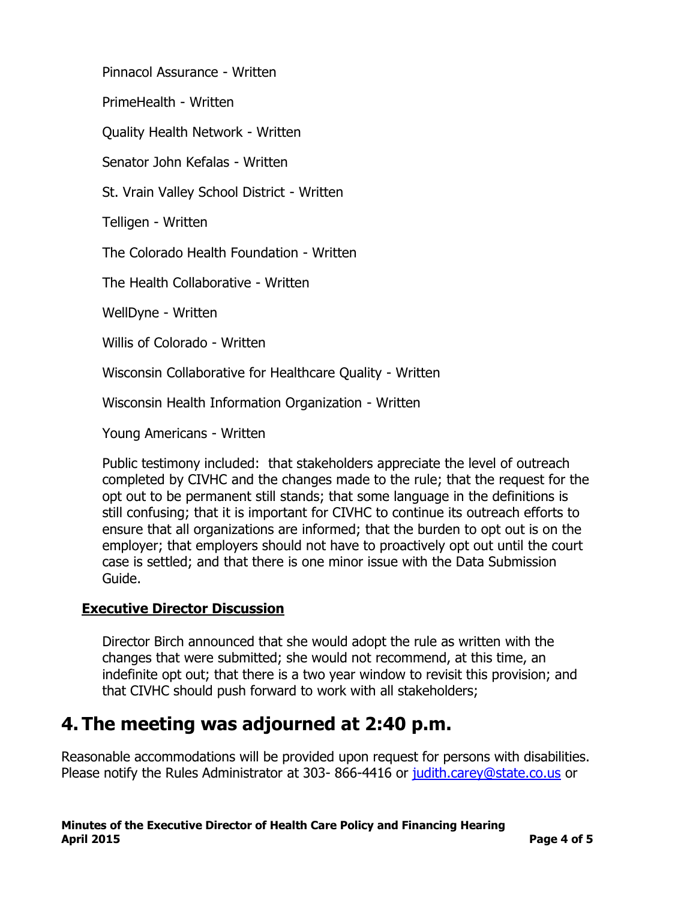Pinnacol Assurance - Written

PrimeHealth - Written

Quality Health Network - Written

Senator John Kefalas - Written

St. Vrain Valley School District - Written

Telligen - Written

The Colorado Health Foundation - Written

The Health Collaborative - Written

WellDyne - Written

Willis of Colorado - Written

Wisconsin Collaborative for Healthcare Quality - Written

Wisconsin Health Information Organization - Written

Young Americans - Written

Public testimony included: that stakeholders appreciate the level of outreach completed by CIVHC and the changes made to the rule; that the request for the opt out to be permanent still stands; that some language in the definitions is still confusing; that it is important for CIVHC to continue its outreach efforts to ensure that all organizations are informed; that the burden to opt out is on the employer; that employers should not have to proactively opt out until the court case is settled; and that there is one minor issue with the Data Submission Guide.

**Executive Director Discussion**

Director Birch announced that she would adopt the rule as written with the changes that were submitted; she would not recommend, at this time, an indefinite opt out; that there is a two year window to revisit this provision; and that CIVHC should push forward to work with all stakeholders;

# 4. The meeting was adjourned at 2:40 p.m.

Reasonable accommodations will be provided upon request for persons with disabilities. Please notify the Rules Administrator at 303- 866-4416 or judith.carey@state.co.us or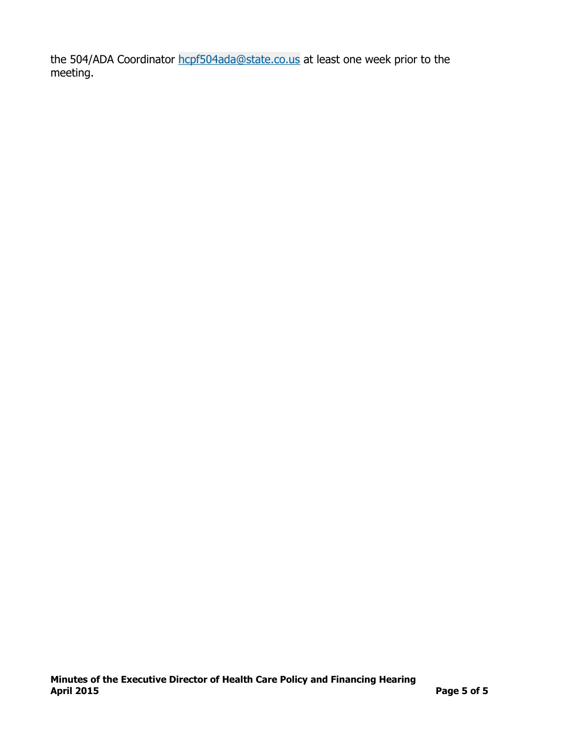the 504/ADA Coordinator hcpf504ada@state.co.us at least one week prior to the meeting.